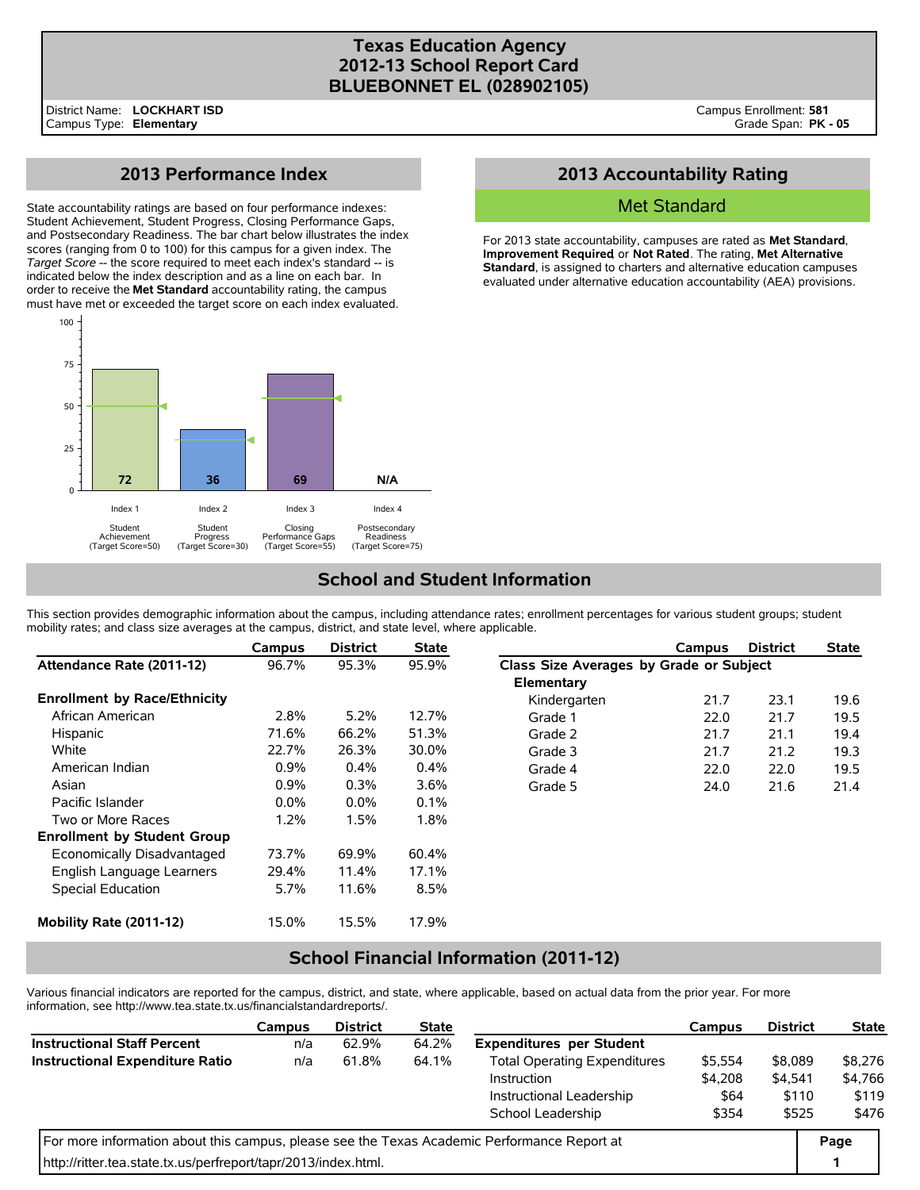# Texas Education Agency
# 2012-13 School Report Card
# BLUEBONNET EL (028902105)

District Name: **LOCKHART ISD**
Campus Type: **Elementary**

Campus Enrollment: **581**
Grade Span: **PK - 05**

## 2013 Performance Index

State accountability ratings are based on four performance indexes: Student Achievement, Student Progress, Closing Performance Gaps, and Postsecondary Readiness. The bar chart below illustrates the index scores (ranging from 0 to 100) for this campus for a given index. The *Target Score* -- the score required to meet each index's standard -- is indicated below the index description and as a line on each bar. In order to receive the **Met Standard** accountability rating, the campus must have met or exceeded the target score on each index evaluated.

| Index | Description | Target Score | Score |
|---|---|---|---|
| Index 1 | Student Achievement | 50 | 72 |
| Index 2 | Student Progress | 30 | 36 |
| Index 3 | Closing Performance Gaps | 55 | 69 |
| Index 4 | Postsecondary Readiness | 75 | N/A |

## 2013 Accountability Rating

**Met Standard**

For 2013 state accountability, campuses are rated as **Met Standard**, **Improvement Required** or **Not Rated**. The rating, **Met Alternative Standard**, is assigned to charters and alternative education campuses evaluated under alternative education accountability (AEA) provisions.

## School and Student Information

This section provides demographic information about the campus, including attendance rates; enrollment percentages for various student groups; student mobility rates; and class size averages at the campus, district, and state level, where applicable.

| | Campus | District | State |
|---|---|---|---|
| **Attendance Rate (2011-12)** | 96.7% | 95.3% | 95.9% |
| **Enrollment by Race/Ethnicity** | | | |
| African American | 2.8% | 5.2% | 12.7% |
| Hispanic | 71.6% | 66.2% | 51.3% |
| White | 22.7% | 26.3% | 30.0% |
| American Indian | 0.9% | 0.4% | 0.4% |
| Asian | 0.9% | 0.3% | 3.6% |
| Pacific Islander | 0.0% | 0.0% | 0.1% |
| Two or More Races | 1.2% | 1.5% | 1.8% |
| **Enrollment by Student Group** | | | |
| Economically Disadvantaged | 73.7% | 69.9% | 60.4% |
| English Language Learners | 29.4% | 11.4% | 17.1% |
| Special Education | 5.7% | 11.6% | 8.5% |
| **Mobility Rate (2011-12)** | 15.0% | 15.5% | 17.9% |

| | Campus | District | State |
|---|---|---|---|
| **Class Size Averages by Grade or Subject** | | | |
| **Elementary** | | | |
| Kindergarten | 21.7 | 23.1 | 19.6 |
| Grade 1 | 22.0 | 21.7 | 19.5 |
| Grade 2 | 21.7 | 21.1 | 19.4 |
| Grade 3 | 21.7 | 21.2 | 19.3 |
| Grade 4 | 22.0 | 22.0 | 19.5 |
| Grade 5 | 24.0 | 21.6 | 21.4 |

## School Financial Information (2011-12)

Various financial indicators are reported for the campus, district, and state, where applicable, based on actual data from the prior year. For more information, see http://www.tea.state.tx.us/financialstandardreports/.

| | Campus | District | State |
|---|---|---|---|
| **Instructional Staff Percent** | n/a | 62.9% | 64.2% |
| **Instructional Expenditure Ratio** | n/a | 61.8% | 64.1% |

| | Campus | District | State |
|---|---|---|---|
| **Expenditures per Student** | | | |
| Total Operating Expenditures | $5,554 | $8,089 | $8,276 |
| Instruction | $4,208 | $4,541 | $4,766 |
| Instructional Leadership | $64 | $110 | $119 |
| School Leadership | $354 | $525 | $476 |

For more information about this campus, please see the Texas Academic Performance Report at http://ritter.tea.state.tx.us/perfreport/tapr/2013/index.html.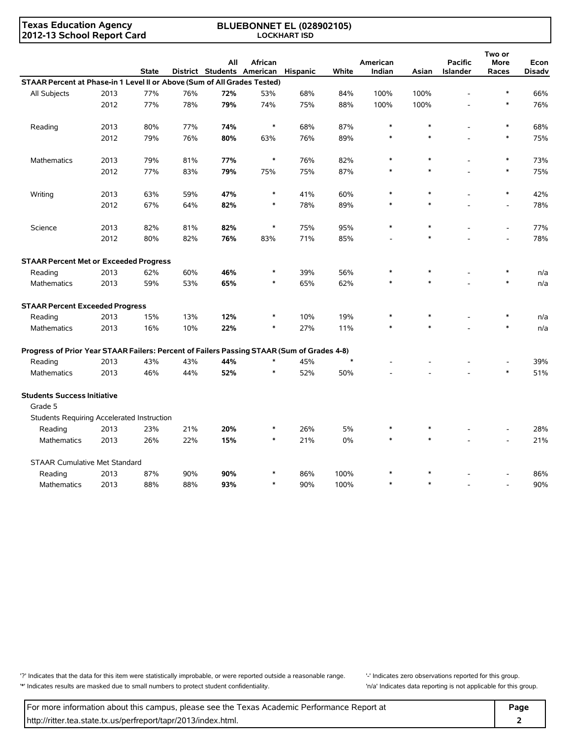| | | State | District | All Students | African American | Hispanic | White | American Indian | Asian | Pacific Islander | Two or More Races | Econ Disadv |
|---|---|---|---|---|---|---|---|---|---|---|---|---|
| **STAAR Percent at Phase-in 1 Level II or Above (Sum of All Grades Tested)** | | | | | | | | | | | | |
| All Subjects | 2013 | 77% | 76% | **72%** | 53% | 68% | 84% | 100% | 100% | - | * | 66% |
| | 2012 | 77% | 78% | **79%** | 74% | 75% | 88% | 100% | 100% | - | * | 76% |
| Reading | 2013 | 80% | 77% | **74%** | * | 68% | 87% | * | * | - | * | 68% |
| | 2012 | 79% | 76% | **80%** | 63% | 76% | 89% | * | * | - | * | 75% |
| Mathematics | 2013 | 79% | 81% | **77%** | * | 76% | 82% | * | * | - | * | 73% |
| | 2012 | 77% | 83% | **79%** | 75% | 75% | 87% | * | * | - | * | 75% |
| Writing | 2013 | 63% | 59% | **47%** | * | 41% | 60% | * | * | - | * | 42% |
| | 2012 | 67% | 64% | **82%** | * | 78% | 89% | * | * | - | - | 78% |
| Science | 2013 | 82% | 81% | **82%** | * | 75% | 95% | * | * | - | - | 77% |
| | 2012 | 80% | 82% | **76%** | 83% | 71% | 85% | - | * | - | - | 78% |
| **STAAR Percent Met or Exceeded Progress** | | | | | | | | | | | | |
| Reading | 2013 | 62% | 60% | **46%** | * | 39% | 56% | * | * | - | * | n/a |
| Mathematics | 2013 | 59% | 53% | **65%** | * | 65% | 62% | * | * | - | * | n/a |
| **STAAR Percent Exceeded Progress** | | | | | | | | | | | | |
| Reading | 2013 | 15% | 13% | **12%** | * | 10% | 19% | * | * | - | * | n/a |
| Mathematics | 2013 | 16% | 10% | **22%** | * | 27% | 11% | * | * | - | * | n/a |
| **Progress of Prior Year STAAR Failers: Percent of Failers Passing STAAR (Sum of Grades 4-8)** | | | | | | | | | | | | |
| Reading | 2013 | 43% | 43% | **44%** | * | 45% | * | - | - | - | - | 39% |
| Mathematics | 2013 | 46% | 44% | **52%** | * | 52% | 50% | - | - | - | * | 51% |
| **Students Success Initiative** | | | | | | | | | | | | |
| Grade 5 | | | | | | | | | | | | |
| Students Requiring Accelerated Instruction | | | | | | | | | | | | |
| Reading | 2013 | 23% | 21% | **20%** | * | 26% | 5% | * | * | - | - | 28% |
| Mathematics | 2013 | 26% | 22% | **15%** | * | 21% | 0% | * | * | - | - | 21% |
| STAAR Cumulative Met Standard | | | | | | | | | | | | |
| Reading | 2013 | 87% | 90% | **90%** | * | 86% | 100% | * | * | - | - | 86% |
| Mathematics | 2013 | 88% | 88% | **93%** | * | 90% | 100% | * | * | - | - | 90% |

'?' Indicates that the data for this item were statistically improbable, or were reported outside a reasonable range.
'*' Indicates results are masked due to small numbers to protect student confidentiality.
'-' Indicates zero observations reported for this group.
'n/a' Indicates data reporting is not applicable for this group.

For more information about this campus, please see the Texas Academic Performance Report at http://ritter.tea.state.tx.us/perfreport/tapr/2013/index.html.